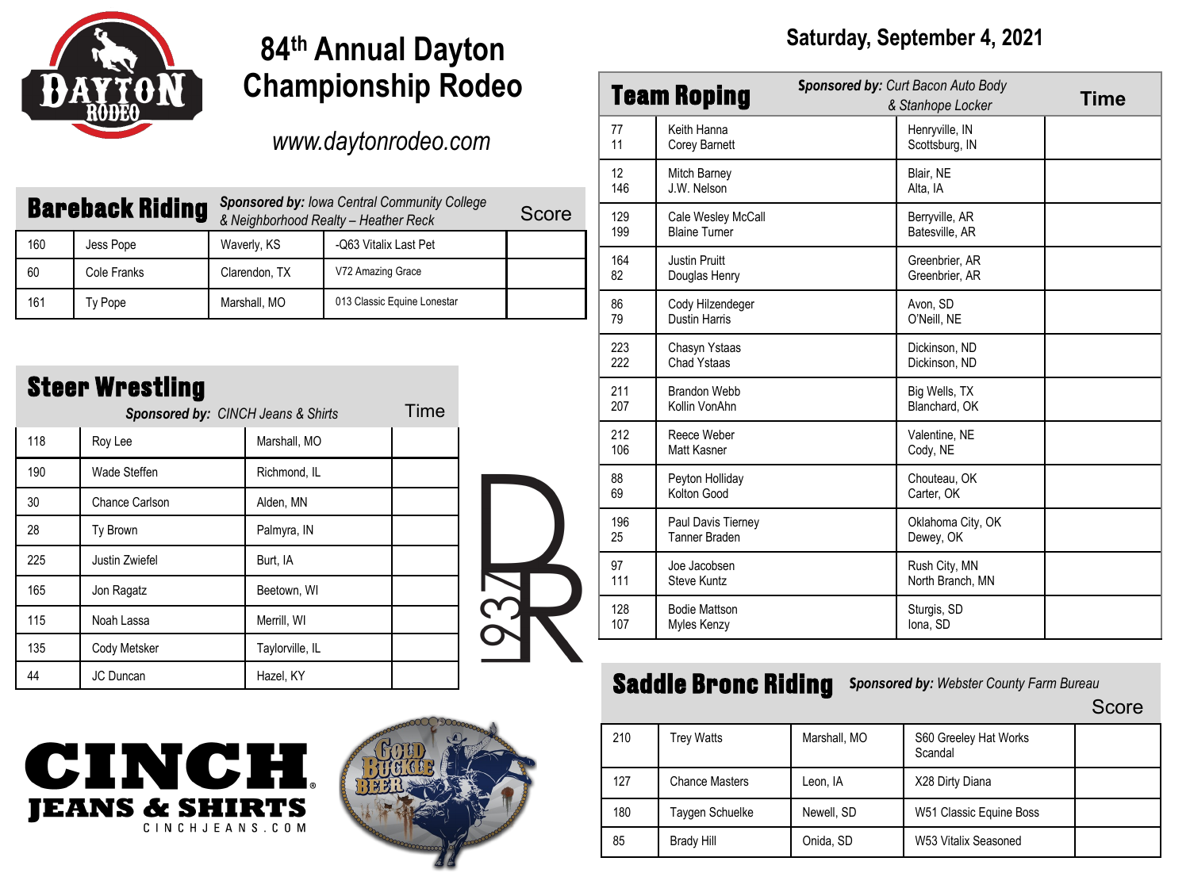# 84th Annual Dayton Championship Rodeo

*www.daytonrodeo.com*

**Saturday, September 4, 2021**

## Bareback Riding

***Sponsored by:** Iowa Central Community College & Neighborhood Realty – Heather Reck*

| # | Name | Hometown | Horse | Score |
|---|---|---|---|---|
| 160 | Jess Pope | Waverly, KS | -Q63 Vitalix Last Pet | |
| 60 | Cole Franks | Clarendon, TX | V72 Amazing Grace | |
| 161 | Ty Pope | Marshall, MO | 013 Classic Equine Lonestar | |

## Steer Wrestling

***Sponsored by:** CINCH Jeans & Shirts*

| # | Name | Hometown | Time |
|---|---|---|---|
| 118 | Roy Lee | Marshall, MO | |
| 190 | Wade Steffen | Richmond, IL | |
| 30 | Chance Carlson | Alden, MN | |
| 28 | Ty Brown | Palmyra, IN | |
| 225 | Justin Zwiefel | Burt, IA | |
| 165 | Jon Ragatz | Beetown, WI | |
| 115 | Noah Lassa | Merrill, WI | |
| 135 | Cody Metsker | Taylorville, IL | |
| 44 | JC Duncan | Hazel, KY | |

CINCH JEANS & SHIRTS
CINCHJEANS.COM

## Team Roping

***Sponsored by:** Curt Bacon Auto Body & Stanhope Locker*

| # | Name | Hometown | Time |
|---|---|---|---|
| 77<br>11 | Keith Hanna<br>Corey Barnett | Henryville, IN<br>Scottsburg, IN | |
| 12<br>146 | Mitch Barney<br>J.W. Nelson | Blair, NE<br>Alta, IA | |
| 129<br>199 | Cale Wesley McCall<br>Blaine Turner | Berryville, AR<br>Batesville, AR | |
| 164<br>82 | Justin Pruitt<br>Douglas Henry | Greenbrier, AR<br>Greenbrier, AR | |
| 86<br>79 | Cody Hilzendeger<br>Dustin Harris | Avon, SD<br>O'Neill, NE | |
| 223<br>222 | Chasyn Ystaas<br>Chad Ystaas | Dickinson, ND<br>Dickinson, ND | |
| 211<br>207 | Brandon Webb<br>Kollin VonAhn | Big Wells, TX<br>Blanchard, OK | |
| 212<br>106 | Reece Weber<br>Matt Kasner | Valentine, NE<br>Cody, NE | |
| 88<br>69 | Peyton Holliday<br>Kolton Good | Chouteau, OK<br>Carter, OK | |
| 196<br>25 | Paul Davis Tierney<br>Tanner Braden | Oklahoma City, OK<br>Dewey, OK | |
| 97<br>111 | Joe Jacobsen<br>Steve Kuntz | Rush City, MN<br>North Branch, MN | |
| 128<br>107 | Bodie Mattson<br>Myles Kenzy | Sturgis, SD<br>Iona, SD | |

## Saddle Bronc Riding

***Sponsored by:** Webster County Farm Bureau*

| # | Name | Hometown | Horse | Score |
|---|---|---|---|---|
| 210 | Trey Watts | Marshall, MO | S60 Greeley Hat Works Scandal | |
| 127 | Chance Masters | Leon, IA | X28 Dirty Diana | |
| 180 | Taygen Schuelke | Newell, SD | W51 Classic Equine Boss | |
| 85 | Brady Hill | Onida, SD | W53 Vitalix Seasoned | |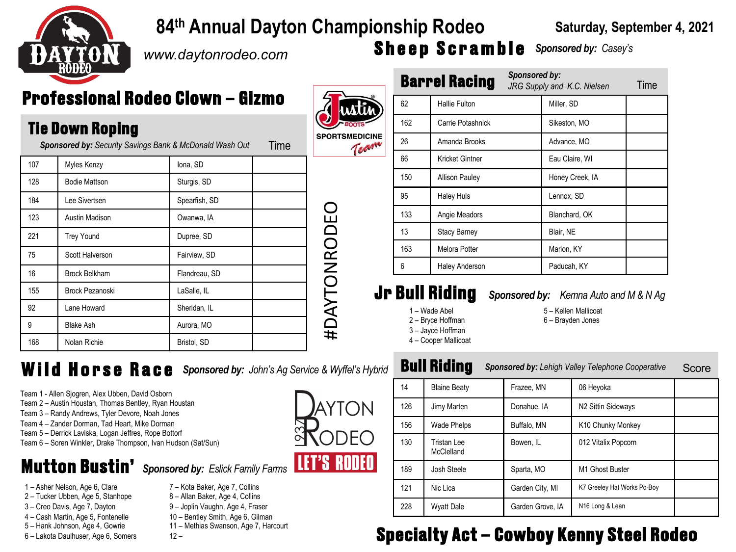# 84th Annual Dayton Championship Rodeo

**Saturday, September 4, 2021**

www.daytonrodeo.com

## Sheep Scramble

*Sponsored by:* Casey's

## Professional Rodeo Clown – Gizmo

## Tie Down Roping

***Sponsored by:*** *Security Savings Bank & McDonald Wash Out*

| | | | Time |
|---|---|---|---|
| 107 | Myles Kenzy | Iona, SD | |
| 128 | Bodie Mattson | Sturgis, SD | |
| 184 | Lee Sivertsen | Spearfish, SD | |
| 123 | Austin Madison | Owanwa, IA | |
| 221 | Trey Yound | Dupree, SD | |
| 75 | Scott Halverson | Fairview, SD | |
| 16 | Brock Belkham | Flandreau, SD | |
| 155 | Brock Pezanoski | LaSalle, IL | |
| 92 | Lane Howard | Sheridan, IL | |
| 9 | Blake Ash | Aurora, MO | |
| 168 | Nolan Richie | Bristol, SD | |

Justin Boots SPORTSMEDICINE Team

#DAYTONRODEO

## Barrel Racing

***Sponsored by:*** *JRG Supply and K.C. Nielsen*

| | | | Time |
|---|---|---|---|
| 62 | Hallie Fulton | Miller, SD | |
| 162 | Carrie Potashnick | Sikeston, MO | |
| 26 | Amanda Brooks | Advance, MO | |
| 66 | Kricket Gintner | Eau Claire, WI | |
| 150 | Allison Pauley | Honey Creek, IA | |
| 95 | Haley Huls | Lennox, SD | |
| 133 | Angie Meadors | Blanchard, OK | |
| 13 | Stacy Barney | Blair, NE | |
| 163 | Melora Potter | Marion, KY | |
| 6 | Haley Anderson | Paducah, KY | |

## Jr Bull Riding

***Sponsored by:*** *Kemna Auto and M & N Ag*

1 – Wade Abel
2 – Bryce Hoffman
3 – Jayce Hoffman
4 – Cooper Mallicoat
5 – Kellen Mallicoat
6 – Brayden Jones

## Wild Horse Race

***Sponsored by:*** *John's Ag Service & Wyffel's Hybrid*

Team 1 - Allen Sjogren, Alex Ubben, David Osborn
Team 2 – Austin Houstan, Thomas Bentley, Ryan Houstan
Team 3 – Randy Andrews, Tyler Devore, Noah Jones
Team 4 – Zander Dorman, Tad Heart, Mike Dorman
Team 5 – Derrick Laviska, Logan Jeffres, Rope Bottorf
Team 6 – Soren Winkler, Drake Thompson, Ivan Hudson (Sat/Sun)

DAYTON 1937 RODEO LET'S RODEO

## Mutton Bustin'

***Sponsored by:*** *Eslick Family Farms*

1 – Asher Nelson, Age 6, Clare
2 – Tucker Ubben, Age 5, Stanhope
3 – Creo Davis, Age 7, Dayton
4 – Cash Martin, Age 5, Fontenelle
5 – Hank Johnson, Age 4, Gowrie
6 – Lakota Daulhuser, Age 6, Somers
7 – Kota Baker, Age 7, Collins
8 – Allan Baker, Age 4, Collins
9 – Joplin Vaughn, Age 4, Fraser
10 – Bentley Smith, Age 6, Gilman
11 – Methias Swanson, Age 7, Harcourt
12 –

## Bull Riding

***Sponsored by:*** *Lehigh Valley Telephone Cooperative*

| | | | | Score |
|---|---|---|---|---|
| 14 | Blaine Beaty | Frazee, MN | 06 Heyoka | |
| 126 | Jimy Marten | Donahue, IA | N2 Sittin Sideways | |
| 156 | Wade Phelps | Buffalo, MN | K10 Chunky Monkey | |
| 130 | Tristan Lee McClelland | Bowen, IL | 012 Vitalix Popcorn | |
| 189 | Josh Steele | Sparta, MO | M1 Ghost Buster | |
| 121 | Nic Lica | Garden City, MI | K7 Greeley Hat Works Po-Boy | |
| 228 | Wyatt Dale | Garden Grove, IA | N16 Long & Lean | |

## Specialty Act – Cowboy Kenny Steel Rodeo